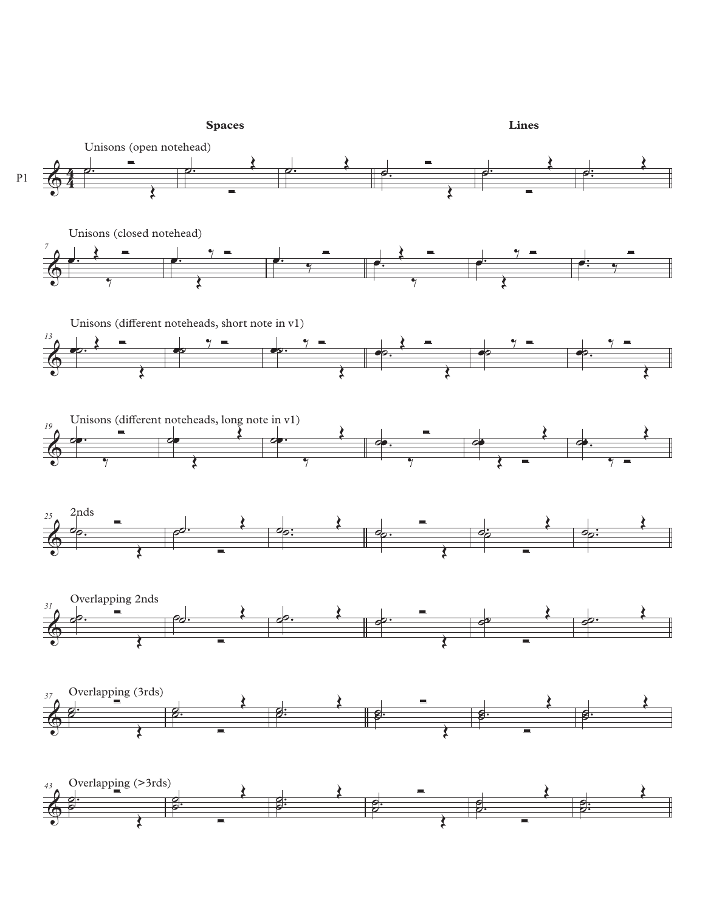**Spaces**

**Lines**

P1

Unisons (open notehead)

7

Unisons (closed notehead)

13

Unisons (different noteheads, short note in v1)

19

Unisons (different noteheads, long note in v1)

25

2nds

31

Overlapping 2nds

37

Overlapping (3rds)

43

Overlapping (>3rds)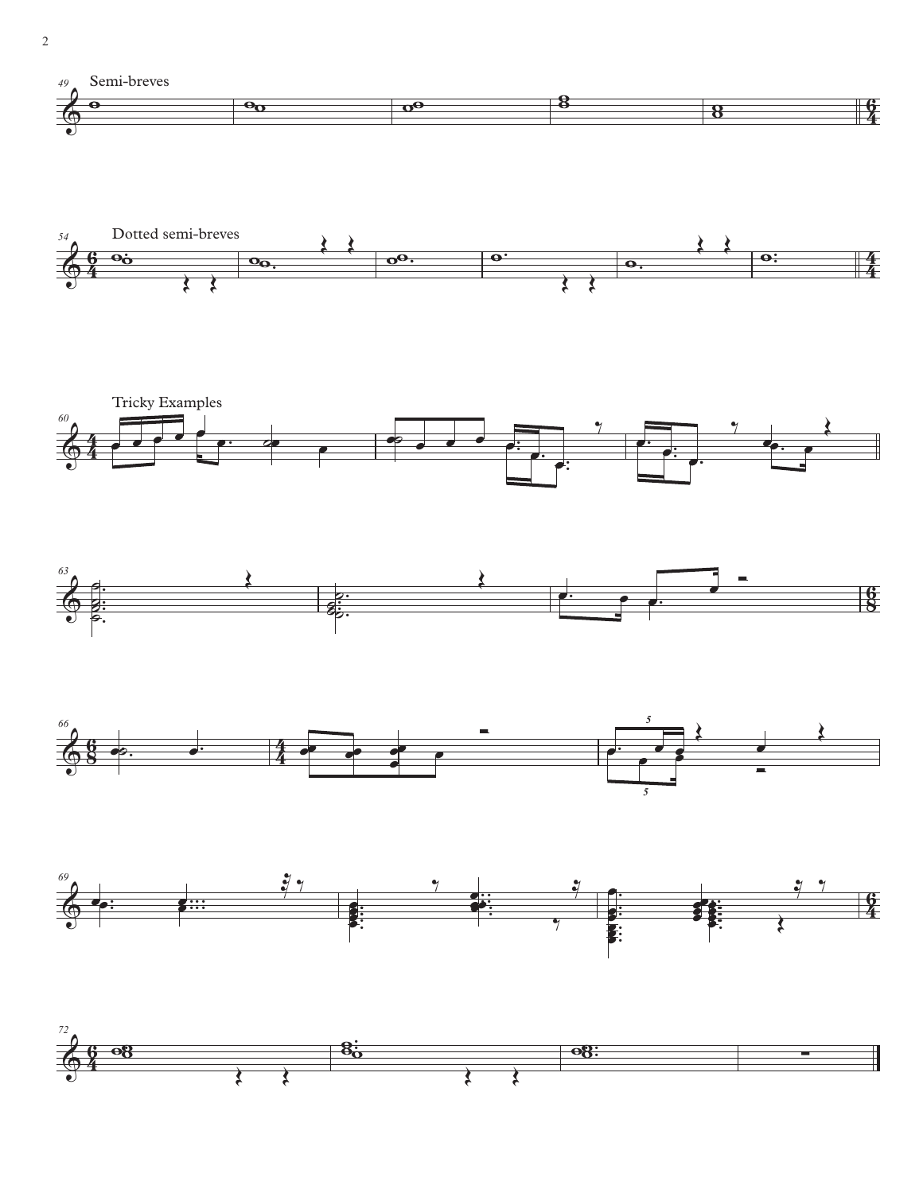Semi-breves

Dotted semi-breves

Tricky Examples